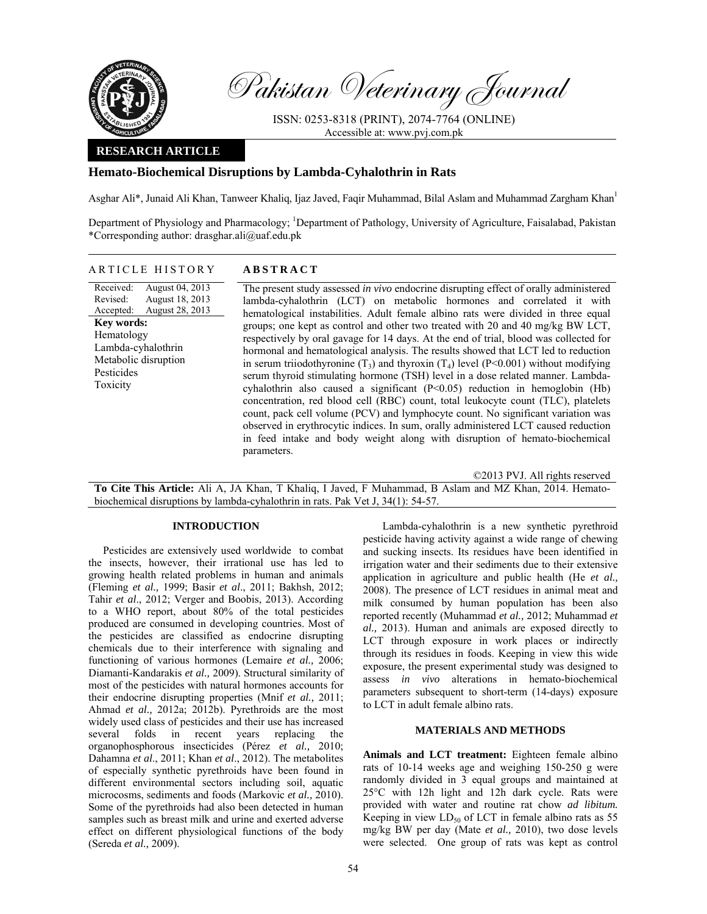# Hemato-Biochemical Disruptions by Lambda-Cyhalothrin in Rats

Asghar Ali*, Junaid Ali Khan, Tanweer Khaliq, Ijaz Javed, Faqir Muhammad, Bilal Aslam and Muhammad Zargham Khan[1]

Department of Physiology and Pharmacology; [1]Department of Pathology, University of Agriculture, Faisalabad, Pakistan
*Corresponding author: drasghar.ali@uaf.edu.pk

**RESEARCH ARTICLE**

## ARTICLE HISTORY

Received: August 04, 2013
Revised: August 18, 2013
Accepted: August 28, 2013

**Key words:**
Hematology
Lambda-cyhalothrin
Metabolic disruption
Pesticides
Toxicity

## ABSTRACT

The present study assessed *in vivo* endocrine disrupting effect of orally administered lambda-cyhalothrin (LCT) on metabolic hormones and correlated it with hematological instabilities. Adult female albino rats were divided in three equal groups; one kept as control and other two treated with 20 and 40 mg/kg BW LCT, respectively by oral gavage for 14 days. At the end of trial, blood was collected for hormonal and hematological analysis. The results showed that LCT led to reduction in serum triiodothyronine ($T_3$) and thyroxin ($T_4$) level ($P<0.001$) without modifying serum thyroid stimulating hormone (TSH) level in a dose related manner. Lambda-cyhalothrin also caused a significant ($P<0.05$) reduction in hemoglobin (Hb) concentration, red blood cell (RBC) count, total leukocyte count (TLC), platelets count, pack cell volume (PCV) and lymphocyte count. No significant variation was observed in erythrocytic indices. In sum, orally administered LCT caused reduction in feed intake and body weight along with disruption of hemato-biochemical parameters.

©2013 PVJ. All rights reserved

**To Cite This Article:** Ali A, JA Khan, T Khaliq, I Javed, F Muhammad, B Aslam and MZ Khan, 2014. Hemato-biochemical disruptions by lambda-cyhalothrin in rats. Pak Vet J, 34(1): 54-57.

## INTRODUCTION

Pesticides are extensively used worldwide to combat the insects, however, their irrational use has led to growing health related problems in human and animals (Fleming *et al.,* 1999; Basir *et al*., 2011; Bakhsh, 2012; Tahir *et al*., 2012; Verger and Boobis, 2013). According to a WHO report, about 80% of the total pesticides produced are consumed in developing countries. Most of the pesticides are classified as endocrine disrupting chemicals due to their interference with signaling and functioning of various hormones (Lemaire *et al.,* 2006; Diamanti-Kandarakis *et al.,* 2009). Structural similarity of most of the pesticides with natural hormones accounts for their endocrine disrupting properties (Mnif *et al.,* 2011; Ahmad *et al.,* 2012a; 2012b). Pyrethroids are the most widely used class of pesticides and their use has increased several folds in recent years replacing the organophosphorous insecticides (Pérez *et al.,* 2010; Dahamna *et al*., 2011; Khan *et al*., 2012). The metabolites of especially synthetic pyrethroids have been found in different environmental sectors including soil, aquatic microcosms, sediments and foods (Markovic *et al.,* 2010). Some of the pyrethroids had also been detected in human samples such as breast milk and urine and exerted adverse effect on different physiological functions of the body (Sereda *et al.,* 2009).

Lambda-cyhalothrin is a new synthetic pyrethroid pesticide having activity against a wide range of chewing and sucking insects. Its residues have been identified in irrigation water and their sediments due to their extensive application in agriculture and public health (He *et al.,* 2008). The presence of LCT residues in animal meat and milk consumed by human population has been also reported recently (Muhammad *et al.,* 2012; Muhammad *et al.,* 2013). Human and animals are exposed directly to LCT through exposure in work places or indirectly through its residues in foods. Keeping in view this wide exposure, the present experimental study was designed to assess *in vivo* alterations in hemato-biochemical parameters subsequent to short-term (14-days) exposure to LCT in adult female albino rats.

## MATERIALS AND METHODS

**Animals and LCT treatment:** Eighteen female albino rats of 10-14 weeks age and weighing 150-250 g were randomly divided in 3 equal groups and maintained at 25°C with 12h light and 12h dark cycle. Rats were provided with water and routine rat chow *ad libitum.* Keeping in view $LD_{50}$ of LCT in female albino rats as 55 mg/kg BW per day (Mate *et al.,* 2010), two dose levels were selected. One group of rats was kept as control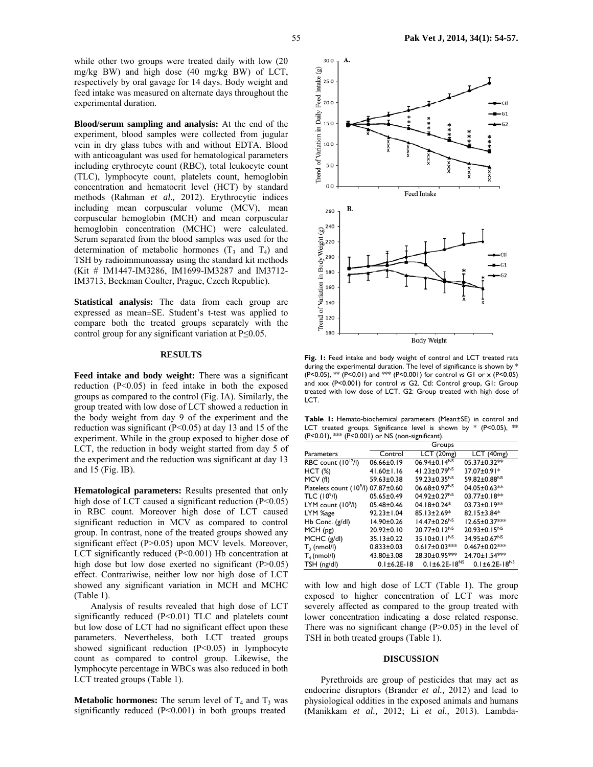while other two groups were treated daily with low (20 mg/kg BW) and high dose (40 mg/kg BW) of LCT, respectively by oral gavage for 14 days. Body weight and feed intake was measured on alternate days throughout the experimental duration.

**Blood/serum sampling and analysis:** At the end of the experiment, blood samples were collected from jugular vein in dry glass tubes with and without EDTA. Blood with anticoagulant was used for hematological parameters including erythrocyte count (RBC), total leukocyte count (TLC), lymphocyte count, platelets count, hemoglobin concentration and hematocrit level (HCT) by standard methods (Rahman *et al.,* 2012). Erythrocytic indices including mean corpuscular volume (MCV), mean corpuscular hemoglobin (MCH) and mean corpuscular hemoglobin concentration (MCHC) were calculated. Serum separated from the blood samples was used for the determination of metabolic hormones ($T_3$ and $T_4$) and TSH by radioimmunoassay using the standard kit methods (Kit # IM1447-IM3286, IM1699-IM3287 and IM3712-IM3713, Beckman Coulter, Prague, Czech Republic).

**Statistical analysis:** The data from each group are expressed as mean±SE. Student's t-test was applied to compare both the treated groups separately with the control group for any significant variation at $P \leq 0.05$.

## RESULTS

**Feed intake and body weight:** There was a significant reduction ($P<0.05$) in feed intake in both the exposed groups as compared to the control (Fig. IA). Similarly, the group treated with low dose of LCT showed a reduction in the body weight from day 9 of the experiment and the reduction was significant ($P<0.05$) at day 13 and 15 of the experiment. While in the group exposed to higher dose of LCT, the reduction in body weight started from day 5 of the experiment and the reduction was significant at day 13 and 15 (Fig. IB).

**Hematological parameters:** Results presented that only high dose of LCT caused a significant reduction ($P<0.05$) in RBC count. Moreover high dose of LCT caused significant reduction in MCV as compared to control group. In contrast, none of the treated groups showed any significant effect ($P>0.05$) upon MCV levels. Moreover, LCT significantly reduced ($P<0.001$) Hb concentration at high dose but low dose exerted no significant ($P>0.05$) effect. Contrariwise, neither low nor high dose of LCT showed any significant variation in MCH and MCHC (Table 1).

Analysis of results revealed that high dose of LCT significantly reduced ($P<0.01$) TLC and platelets count but low dose of LCT had no significant effect upon these parameters. Nevertheless, both LCT treated groups showed significant reduction ($P<0.05$) in lymphocyte count as compared to control group. Likewise, the lymphocyte percentage in WBCs was also reduced in both LCT treated groups (Table 1).

**Metabolic hormones:** The serum level of $T_4$ and $T_3$ was significantly reduced ($P<0.001$) in both groups treated with low and high dose of LCT (Table 1). The group exposed to higher concentration of LCT was more severely affected as compared to the group treated with lower concentration indicating a dose related response. There was no significant change ($P>0.05$) in the level of TSH in both treated groups (Table 1).

**Fig. 1:** Feed intake and body weight of control and LCT treated rats during the experimental duration. The level of significance is shown by * (P<0.05), ** (P<0.01) and *** (P<0.001) for control *vs* G1 or x (P<0.05) and xxx (P<0.001) for control *vs* G2. Ctl: Control group, G1: Group treated with low dose of LCT, G2: Group treated with high dose of LCT.

**Table 1:** Hemato-biochemical parameters (Mean±SE) in control and LCT treated groups. Significance level is shown by * (P<0.05), ** (P<0.01), *** (P<0.001) or NS (non-significant).

| Parameters | Groups | | |
|---|---|---|---|
| | Control | LCT (20mg) | LCT (40mg) |
| RBC count ($10^{12}$/l) | 06.66±0.19 | 06.94±0.14$^{NS}$ | 05.37±0.32** |
| HCT (%) | 41.60±1.16 | 41.23±0.79$^{NS}$ | 37.07±0.91* |
| MCV (fl) | 59.63±0.38 | 59.23±0.35$^{NS}$ | 59.82±0.88$^{NS}$ |
| Platelets count ($10^9$/l) | 07.87±0.60 | 06.68±0.97$^{NS}$ | 04.05±0.63** |
| TLC ($10^9$/l) | 05.65±0.49 | 04.92±0.27$^{NS}$ | 03.77±0.18** |
| LYM count ($10^9$/l) | 05.48±0.46 | 04.18±0.24* | 03.73±0.19** |
| LYM %age | 92.23±1.04 | 85.13±2.69* | 82.15±3.84* |
| Hb Conc. (g/dl) | 14.90±0.26 | 14.47±0.26$^{NS}$ | 12.65±0.37*** |
| MCH (pg) | 20.92±0.10 | 20.77±0.12$^{NS}$ | 20.93±0.15$^{NS}$ |
| MCHC (g/dl) | 35.13±0.22 | 35.10±0.11$^{NS}$ | 34.95±0.67$^{NS}$ |
| $T_3$ (nmol/l) | 0.833±0.03 | 0.617±0.03*** | 0.467±0.02*** |
| $T_4$ (nmol/l) | 43.80±3.08 | 28.30±0.95*** | 24.70±1.54*** |
| TSH (ng/dl) | 0.1±6.2E-18 | 0.1±6.2E-18$^{NS}$ | 0.1±6.2E-18$^{NS}$ |

## DISCUSSION

Pyrethroids are group of pesticides that may act as endocrine disruptors (Brander *et al.,* 2012) and lead to physiological oddities in the exposed animals and humans (Manikkam *et al.,* 2012; Li *et al.,* 2013). Lambda-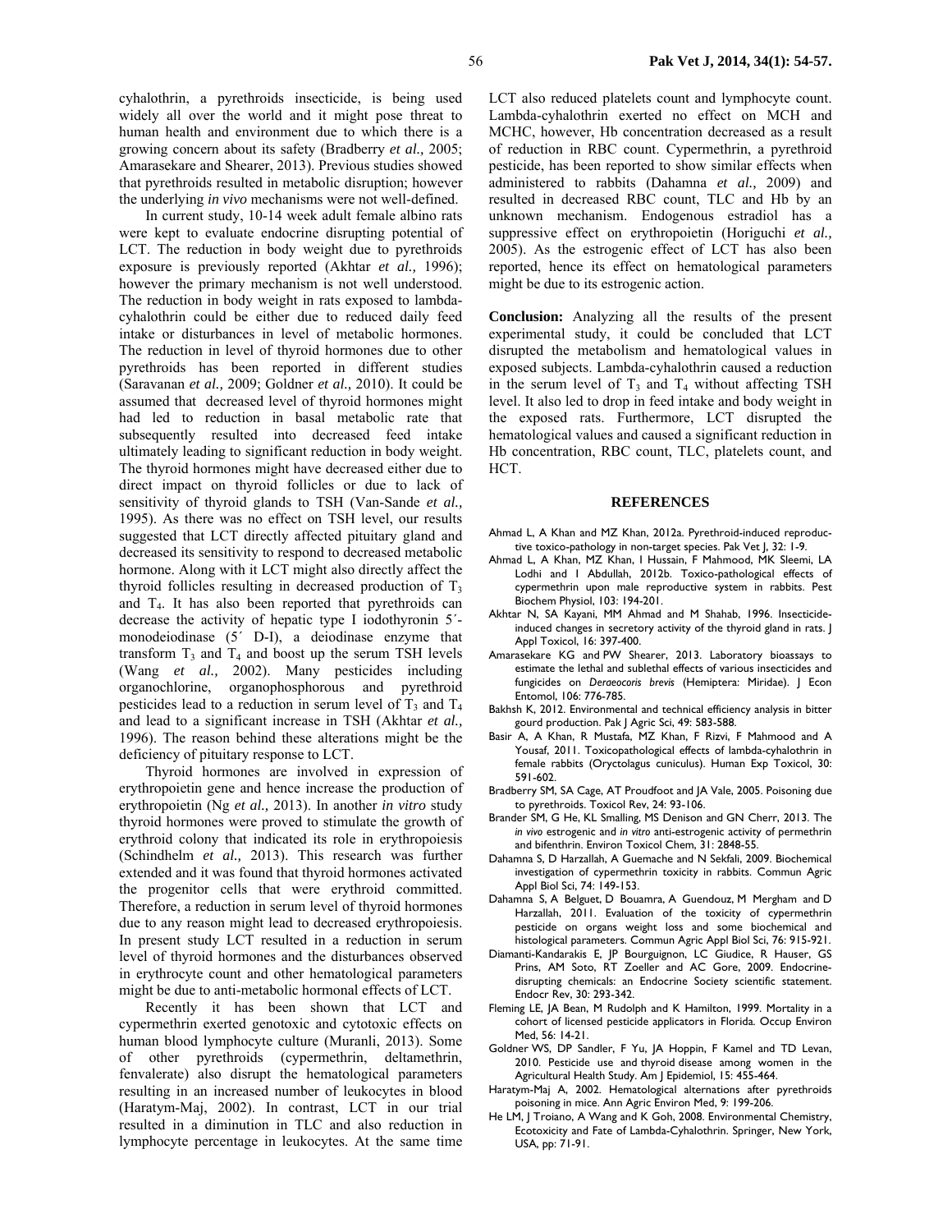cyhalothrin, a pyrethroids insecticide, is being used widely all over the world and it might pose threat to human health and environment due to which there is a growing concern about its safety (Bradberry *et al.,* 2005; Amarasekare and Shearer, 2013). Previous studies showed that pyrethroids resulted in metabolic disruption; however the underlying *in vivo* mechanisms were not well-defined.

In current study, 10-14 week adult female albino rats were kept to evaluate endocrine disrupting potential of LCT. The reduction in body weight due to pyrethroids exposure is previously reported (Akhtar *et al.,* 1996); however the primary mechanism is not well understood. The reduction in body weight in rats exposed to lambda-cyhalothrin could be either due to reduced daily feed intake or disturbances in level of metabolic hormones. The reduction in level of thyroid hormones due to other pyrethroids has been reported in different studies (Saravanan *et al.,* 2009; Goldner *et al.,* 2010). It could be assumed that decreased level of thyroid hormones might had led to reduction in basal metabolic rate that subsequently resulted into decreased feed intake ultimately leading to significant reduction in body weight. The thyroid hormones might have decreased either due to direct impact on thyroid follicles or due to lack of sensitivity of thyroid glands to TSH (Van-Sande *et al.,* 1995). As there was no effect on TSH level, our results suggested that LCT directly affected pituitary gland and decreased its sensitivity to respond to decreased metabolic hormone. Along with it LCT might also directly affect the thyroid follicles resulting in decreased production of $T_3$ and $T_4$. It has also been reported that pyrethroids can decrease the activity of hepatic type I iodothyronin 5´-monodeiodinase (5´ D-I), a deiodinase enzyme that transform $T_3$ and $T_4$ and boost up the serum TSH levels (Wang *et al.,* 2002). Many pesticides including organochlorine, organophosphorous and pyrethroid pesticides lead to a reduction in serum level of $T_3$ and $T_4$ and lead to a significant increase in TSH (Akhtar *et al.,* 1996). The reason behind these alterations might be the deficiency of pituitary response to LCT.

Thyroid hormones are involved in expression of erythropoietin gene and hence increase the production of erythropoietin (Ng *et al.,* 2013). In another *in vitro* study thyroid hormones were proved to stimulate the growth of erythroid colony that indicated its role in erythropoiesis (Schindhelm *et al.,* 2013). This research was further extended and it was found that thyroid hormones activated the progenitor cells that were erythroid committed. Therefore, a reduction in serum level of thyroid hormones due to any reason might lead to decreased erythropoiesis. In present study LCT resulted in a reduction in serum level of thyroid hormones and the disturbances observed in erythrocyte count and other hematological parameters might be due to anti-metabolic hormonal effects of LCT.

Recently it has been shown that LCT and cypermethrin exerted genotoxic and cytotoxic effects on human blood lymphocyte culture (Muranli, 2013). Some of other pyrethroids (cypermethrin, deltamethrin, fenvalerate) also disrupt the hematological parameters resulting in an increased number of leukocytes in blood (Haratym-Maj, 2002). In contrast, LCT in our trial resulted in a diminution in TLC and also reduction in lymphocyte percentage in leukocytes. At the same time LCT also reduced platelets count and lymphocyte count. Lambda-cyhalothrin exerted no effect on MCH and MCHC, however, Hb concentration decreased as a result of reduction in RBC count. Cypermethrin, a pyrethroid pesticide, has been reported to show similar effects when administered to rabbits (Dahamna *et al.,* 2009) and resulted in decreased RBC count, TLC and Hb by an unknown mechanism. Endogenous estradiol has a suppressive effect on erythropoietin (Horiguchi *et al.,* 2005). As the estrogenic effect of LCT has also been reported, hence its effect on hematological parameters might be due to its estrogenic action.

**Conclusion:** Analyzing all the results of the present experimental study, it could be concluded that LCT disrupted the metabolism and hematological values in exposed subjects. Lambda-cyhalothrin caused a reduction in the serum level of $T_3$ and $T_4$ without affecting TSH level. It also led to drop in feed intake and body weight in the exposed rats. Furthermore, LCT disrupted the hematological values and caused a significant reduction in Hb concentration, RBC count, TLC, platelets count, and HCT.

## REFERENCES

Ahmad L, A Khan and MZ Khan, 2012a. Pyrethroid-induced reproductive toxico-pathology in non-target species. Pak Vet J, 32: 1-9.

Ahmad L, A Khan, MZ Khan, I Hussain, F Mahmood, MK Sleemi, LA Lodhi and I Abdullah, 2012b. Toxico-pathological effects of cypermethrin upon male reproductive system in rabbits. Pest Biochem Physiol, 103: 194-201.

Akhtar N, SA Kayani, MM Ahmad and M Shahab, 1996. Insecticide-induced changes in secretory activity of the thyroid gland in rats. J Appl Toxicol, 16: 397-400.

Amarasekare KG and PW Shearer, 2013. Laboratory bioassays to estimate the lethal and sublethal effects of various insecticides and fungicides on *Deraeocoris brevis* (Hemiptera: Miridae). J Econ Entomol, 106: 776-785.

Bakhsh K, 2012. Environmental and technical efficiency analysis in bitter gourd production. Pak J Agric Sci, 49: 583-588.

Basir A, A Khan, R Mustafa, MZ Khan, F Rizvi, F Mahmood and A Yousaf, 2011. Toxicopathological effects of lambda-cyhalothrin in female rabbits (Oryctolagus cuniculus). Human Exp Toxicol, 30: 591-602.

Bradberry SM, SA Cage, AT Proudfoot and JA Vale, 2005. Poisoning due to pyrethroids. Toxicol Rev, 24: 93-106.

Brander SM, G He, KL Smalling, MS Denison and GN Cherr, 2013. The *in vivo* estrogenic and *in vitro* anti-estrogenic activity of permethrin and bifenthrin. Environ Toxicol Chem, 31: 2848-55.

Dahamna S, D Harzallah, A Guemache and N Sekfali, 2009. Biochemical investigation of cypermethrin toxicity in rabbits. Commun Agric Appl Biol Sci, 74: 149-153.

Dahamna S, A Belguet, D Bouamra, A Guendouz, M Mergham and D Harzallah, 2011. Evaluation of the toxicity of cypermethrin pesticide on organs weight loss and some biochemical and histological parameters. Commun Agric Appl Biol Sci, 76: 915-921.

Diamanti-Kandarakis E, JP Bourguignon, LC Giudice, R Hauser, GS Prins, AM Soto, RT Zoeller and AC Gore, 2009. Endocrine-disrupting chemicals: an Endocrine Society scientific statement. Endocr Rev, 30: 293-342.

Fleming LE, JA Bean, M Rudolph and K Hamilton, 1999. Mortality in a cohort of licensed pesticide applicators in Florida. Occup Environ Med, 56: 14-21.

Goldner WS, DP Sandler, F Yu, JA Hoppin, F Kamel and TD Levan, 2010. Pesticide use and thyroid disease among women in the Agricultural Health Study. Am J Epidemiol, 15: 455-464.

Haratym-Maj A, 2002. Hematological alternations after pyrethroids poisoning in mice. Ann Agric Environ Med, 9: 199-206.

He LM, J Troiano, A Wang and K Goh, 2008. Environmental Chemistry, Ecotoxicity and Fate of Lambda-Cyhalothrin. Springer, New York, USA, pp: 71-91.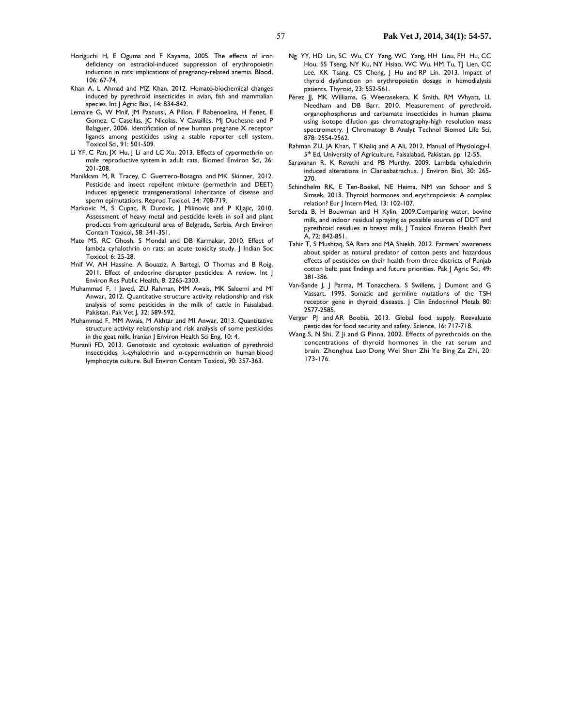Horiguchi H, E Oguma and F Kayama, 2005. The effects of iron deficiency on estradiol-induced suppression of erythropoietin induction in rats: implications of pregnancy-related anemia. Blood, 106: 67-74.

Khan A, L Ahmad and MZ Khan, 2012. Hemato-biochemical changes induced by pyrethroid insecticides in avian, fish and mammalian species. Int J Agric Biol, 14: 834-842.

Lemaire G, W Mnif, JM Pascussi, A Pillon, F Rabenoelina, H Fenet, E Gomez, C Casellas, JC Nicolas, V Cavaillès, MJ Duchesne and P Balaguer, 2006. Identification of new human pregnane X receptor ligands among pesticides using a stable reporter cell system. Toxicol Sci, 91: 501-509.

Li YF, C Pan, JX Hu, J Li and LC Xu, 2013. Effects of cypermethrin on male reproductive system in adult rats. Biomed Environ Sci, 26: 201-208.

Manikkam M, R Tracey, C Guerrero-Bosagna and MK Skinner, 2012. Pesticide and insect repellent mixture (permethrin and DEET) induces epigenetic transgenerational inheritance of disease and sperm epimutations. Reprod Toxicol, 34: 708-719.

Markovic M, S Cupac, R Durovic, J Milinovic and P Kljajic, 2010. Assessment of heavy metal and pesticide levels in soil and plant products from agricultural area of Belgrade, Serbia. Arch Environ Contam Toxicol, 58: 341-351.

Mate MS, RC Ghosh, S Mondal and DB Karmakar, 2010. Effect of lambda cyhalothrin on rats: an acute toxicity study. J Indian Soc Toxicol, 6: 25-28.

Mnif W, AH Hassine, A Bouaziz, A Bartegi, O Thomas and B Roig, 2011. Effect of endocrine disruptor pesticides: A review. Int J Environ Res Public Health, 8: 2265-2303.

Muhammad F, I Javed, ZU Rahman, MM Awais, MK Saleemi and MI Anwar, 2012. Quantitative structure activity relationship and risk analysis of some pesticides in the milk of cattle in Faisalabad, Pakistan. Pak Vet J, 32: 589-592.

Muhammad F, MM Awais, M Akhtar and MI Anwar, 2013. Quantitative structure activity relationship and risk analysis of some pesticides in the goat milk. Iranian J Environ Health Sci Eng, 10: 4.

Muranli FD, 2013. Genotoxic and cytotoxic evaluation of pyrethroid insecticides λ-cyhalothrin and α-cypermethrin on human blood lymphocyte culture. Bull Environ Contam Toxicol, 90: 357-363.

Ng YY, HD Lin, SC Wu, CY Yang, WC Yang, HH Liou, FH Hu, CC Hou, SS Tseng, NY Ku, NY Hsiao, WC Wu, HM Tu, TJ Lien, CC Lee, KK Tsang, CS Cheng, J Hu and RP Lin, 2013. Impact of thyroid dysfunction on erythropoietin dosage in hemodialysis patients. Thyroid, 23: 552-561.

Pérez JJ, MK Williams, G Weerasekera, K Smith, RM Whyatt, LL Needham and DB Barr, 2010. Measurement of pyrethroid, organophosphorus and carbamate insecticides in human plasma using isotope dilution gas chromatography-high resolution mass spectrometry. J Chromatogr B Analyt Technol Biomed Life Sci, 878: 2554-2562.

Rahman ZU, JA Khan, T Khaliq and A Ali, 2012. Manual of Physiology-I. 5th Ed, University of Agriculture, Faisalabad, Pakistan, pp: 12-55.

Saravanan R, K Revathi and PB Murthy, 2009. Lambda cyhalothrin induced alterations in Clariasbatrachus. J Environ Biol, 30: 265-270.

Schindhelm RK, E Ten-Boekel, NE Heima, NM van Schoor and S Simsek, 2013. Thyroid hormones and erythropoiesis: A complex relation? Eur J Intern Med, 13: 102-107.

Sereda B, H Bouwman and H Kylin, 2009.Comparing water, bovine milk, and indoor residual spraying as possible sources of DDT and pyrethroid residues in breast milk. J Toxicol Environ Health Part A, 72: 842-851.

Tahir T, S Mushtaq, SA Rana and MA Shiekh, 2012. Farmers' awareness about spider as natural predator of cotton pests and hazardous effects of pesticides on their health from three districts of Punjab cotton belt: past findings and future priorities. Pak J Agric Sci, 49: 381-386.

Van-Sande J, J Parma, M Tonacchera, S Swillens, J Dumont and G Vassart, 1995. Somatic and germline mutations of the TSH receptor gene in thyroid diseases. J Clin Endocrinol Metab, 80: 2577-2585.

Verger PJ and AR Boobis, 2013. Global food supply. Reevaluate pesticides for food security and safety. Science, 16: 717-718.

Wang S, N Shi, Z Ji and G Pinna, 2002. Effects of pyrethroids on the concentrations of thyroid hormones in the rat serum and brain. Zhonghua Lao Dong Wei Shen Zhi Ye Bing Za Zhi, 20: 173-176.